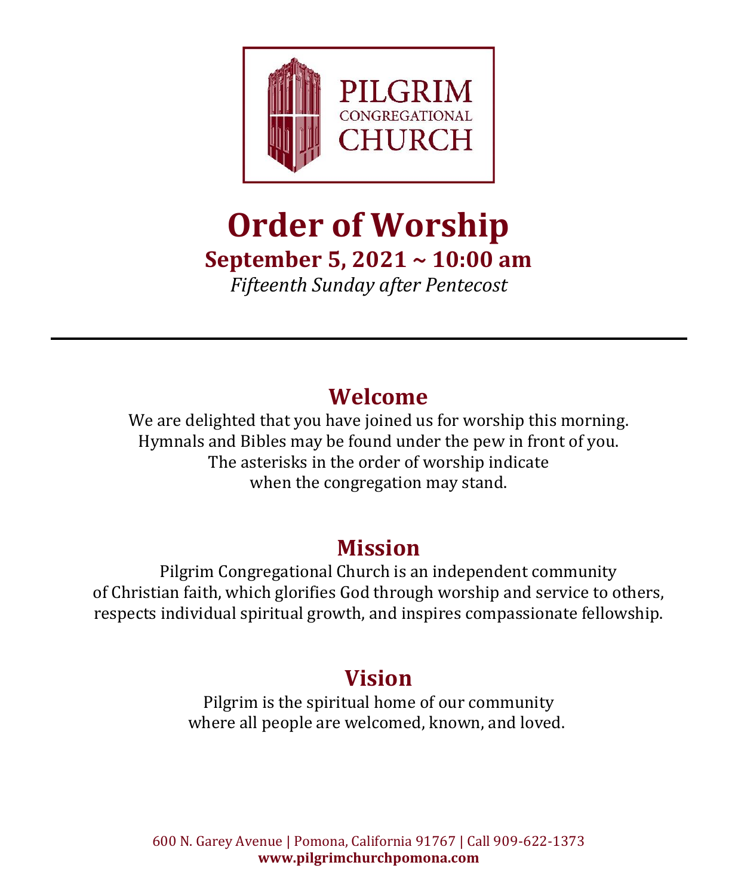PILGRIM
CONGREGATIONAL
CHURCH

# Order of Worship

## September 5, 2021 ~ 10:00 am

*Fifteenth Sunday after Pentecost*

---

## Welcome

We are delighted that you have joined us for worship this morning.
Hymnals and Bibles may be found under the pew in front of you.
The asterisks in the order of worship indicate
when the congregation may stand.

## Mission

Pilgrim Congregational Church is an independent community
of Christian faith, which glorifies God through worship and service to others,
respects individual spiritual growth, and inspires compassionate fellowship.

## Vision

Pilgrim is the spiritual home of our community
where all people are welcomed, known, and loved.

600 N. Garey Avenue | Pomona, California 91767 | Call 909-622-1373
**www.pilgrimchurchpomona.com**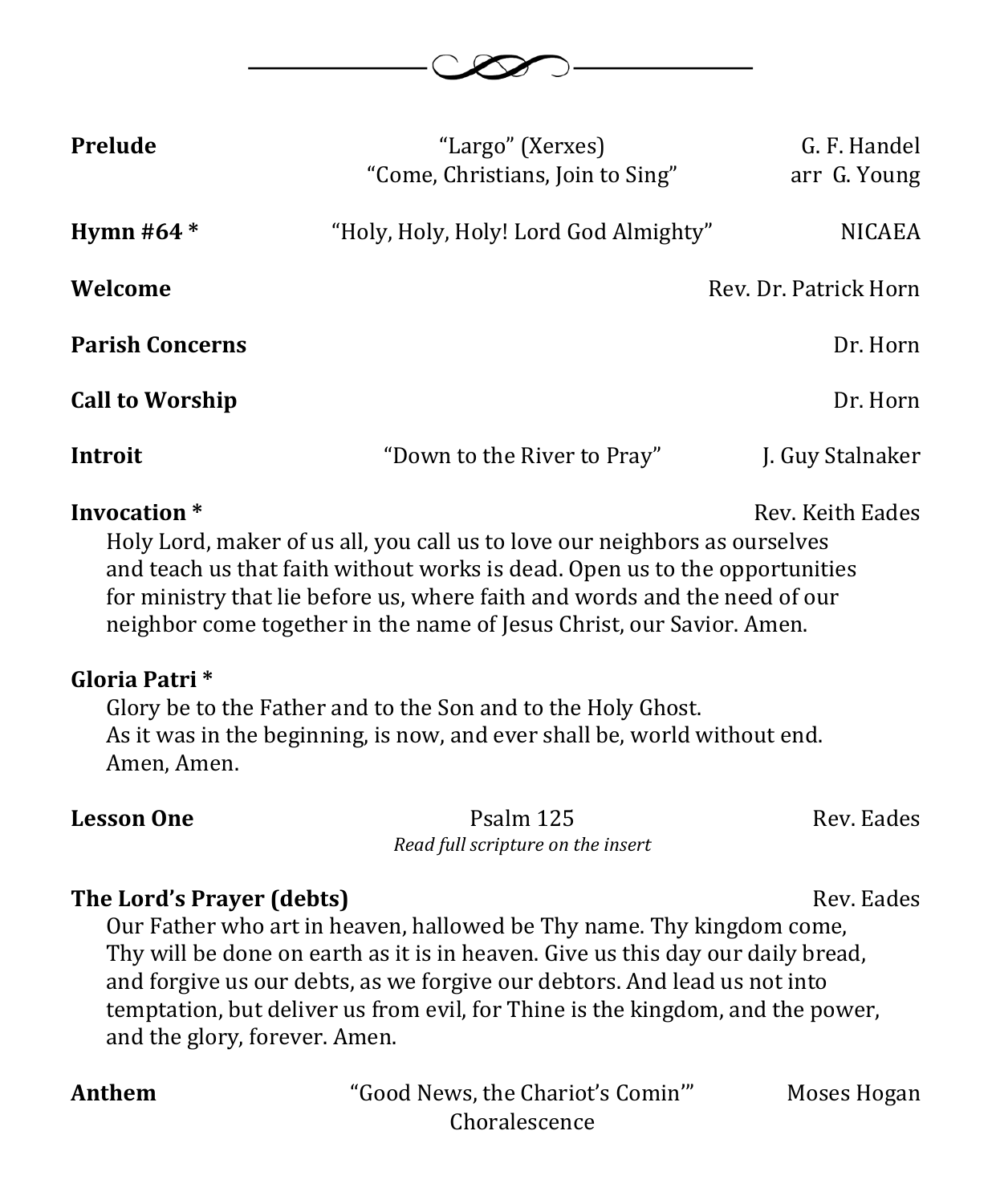**Prelude** | "Largo" (Xerxes) | G. F. Handel
"Come, Christians, Join to Sing" | arr G. Young

**Hymn #64 *** | "Holy, Holy, Holy! Lord God Almighty" | NICAEA

**Welcome** | Rev. Dr. Patrick Horn

**Parish Concerns** | Dr. Horn

**Call to Worship** | Dr. Horn

**Introit** | "Down to the River to Pray" | J. Guy Stalnaker

**Invocation *** | Rev. Keith Eades

Holy Lord, maker of us all, you call us to love our neighbors as ourselves and teach us that faith without works is dead. Open us to the opportunities for ministry that lie before us, where faith and words and the need of our neighbor come together in the name of Jesus Christ, our Savior. Amen.

**Gloria Patri ***

Glory be to the Father and to the Son and to the Holy Ghost.
As it was in the beginning, is now, and ever shall be, world without end.
Amen, Amen.

**Lesson One** | Psalm 125 | Rev. Eades
*Read full scripture on the insert*

**The Lord's Prayer (debts)** | Rev. Eades

Our Father who art in heaven, hallowed be Thy name. Thy kingdom come, Thy will be done on earth as it is in heaven. Give us this day our daily bread, and forgive us our debts, as we forgive our debtors. And lead us not into temptation, but deliver us from evil, for Thine is the kingdom, and the power, and the glory, forever. Amen.

**Anthem** | "Good News, the Chariot's Comin'" | Moses Hogan
Choralescence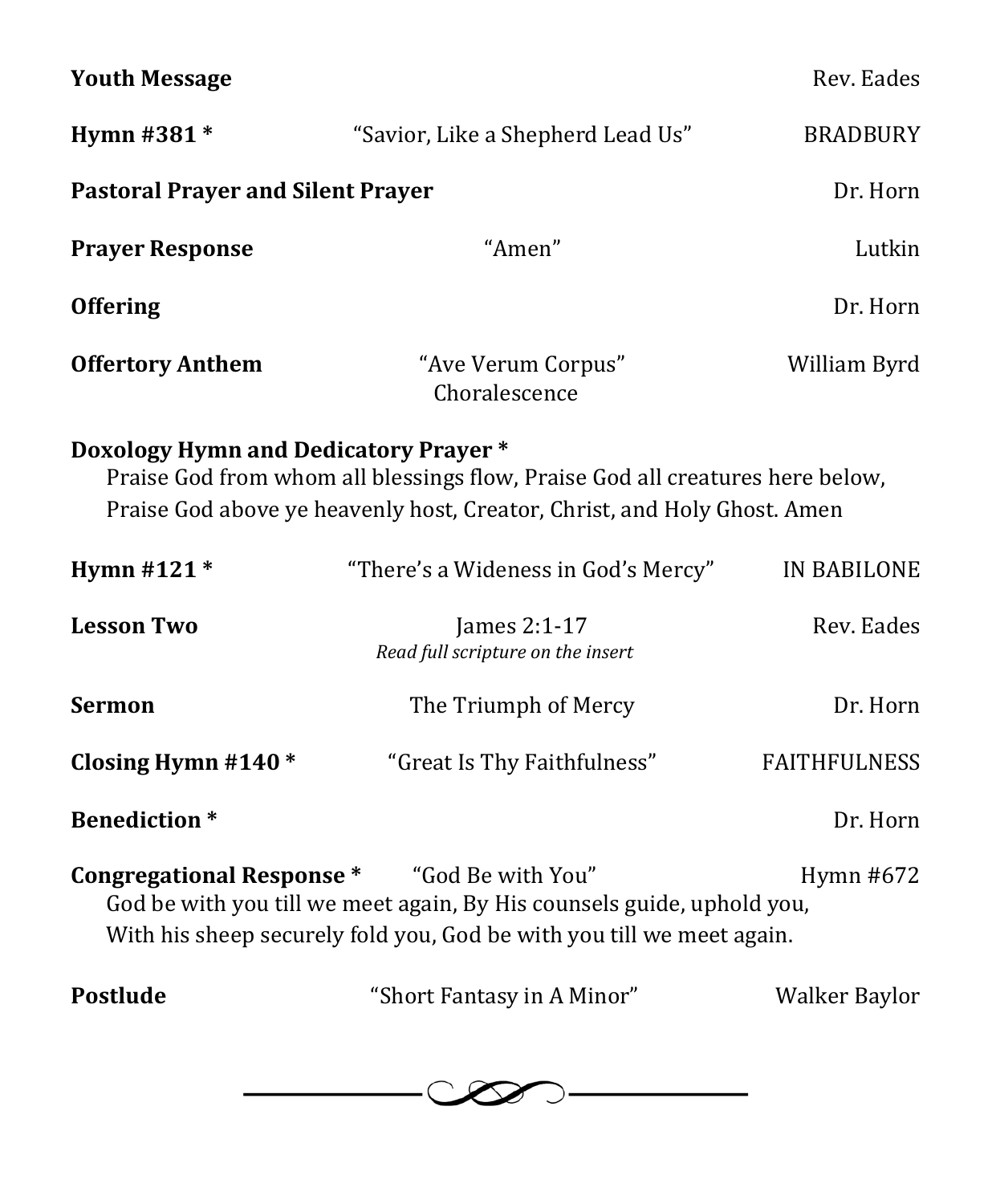**Youth Message** Rev. Eades

**Hymn #381 *** "Savior, Like a Shepherd Lead Us" BRADBURY

**Pastoral Prayer and Silent Prayer** Dr. Horn

**Prayer Response** "Amen" Lutkin

**Offering** Dr. Horn

**Offertory Anthem** "Ave Verum Corpus" William Byrd
Choralescence

**Doxology Hymn and Dedicatory Prayer ***
Praise God from whom all blessings flow, Praise God all creatures here below,
Praise God above ye heavenly host, Creator, Christ, and Holy Ghost. Amen

**Hymn #121 *** "There's a Wideness in God's Mercy" IN BABILONE

**Lesson Two** James 2:1-17 Rev. Eades
*Read full scripture on the insert*

**Sermon** The Triumph of Mercy Dr. Horn

**Closing Hymn #140 *** "Great Is Thy Faithfulness" FAITHFULNESS

**Benediction *** Dr. Horn

**Congregational Response *** "God Be with You" Hymn #672
God be with you till we meet again, By His counsels guide, uphold you,
With his sheep securely fold you, God be with you till we meet again.

**Postlude** "Short Fantasy in A Minor" Walker Baylor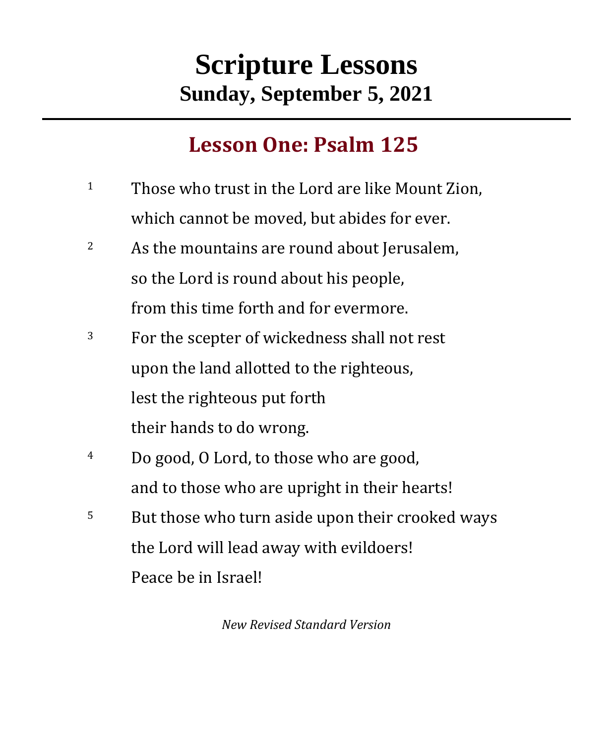# Scripture Lessons

## Sunday, September 5, 2021

---

## Lesson One: Psalm 125

[1] Those who trust in the Lord are like Mount Zion,
which cannot be moved, but abides for ever.

[2] As the mountains are round about Jerusalem,
so the Lord is round about his people,
from this time forth and for evermore.

[3] For the scepter of wickedness shall not rest
upon the land allotted to the righteous,
lest the righteous put forth
their hands to do wrong.

[4] Do good, O Lord, to those who are good,
and to those who are upright in their hearts!

[5] But those who turn aside upon their crooked ways
the Lord will lead away with evildoers!
Peace be in Israel!

*New Revised Standard Version*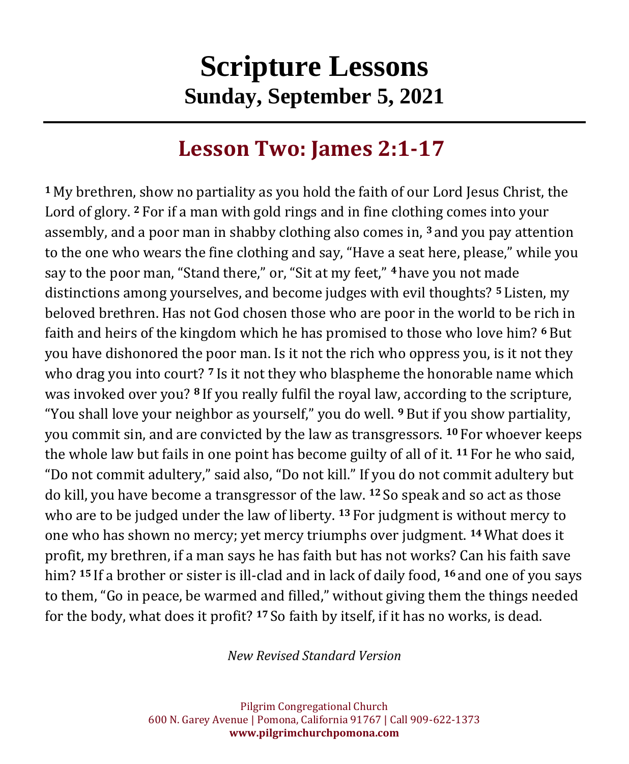# Scripture Lessons

## Sunday, September 5, 2021

## Lesson Two: James 2:1-17

[1] My brethren, show no partiality as you hold the faith of our Lord Jesus Christ, the Lord of glory. [2] For if a man with gold rings and in fine clothing comes into your assembly, and a poor man in shabby clothing also comes in, [3] and you pay attention to the one who wears the fine clothing and say, "Have a seat here, please," while you say to the poor man, "Stand there," or, "Sit at my feet," [4] have you not made distinctions among yourselves, and become judges with evil thoughts? [5] Listen, my beloved brethren. Has not God chosen those who are poor in the world to be rich in faith and heirs of the kingdom which he has promised to those who love him? [6] But you have dishonored the poor man. Is it not the rich who oppress you, is it not they who drag you into court? [7] Is it not they who blaspheme the honorable name which was invoked over you? [8] If you really fulfil the royal law, according to the scripture, "You shall love your neighbor as yourself," you do well. [9] But if you show partiality, you commit sin, and are convicted by the law as transgressors. [10] For whoever keeps the whole law but fails in one point has become guilty of all of it. [11] For he who said, "Do not commit adultery," said also, "Do not kill." If you do not commit adultery but do kill, you have become a transgressor of the law. [12] So speak and so act as those who are to be judged under the law of liberty. [13] For judgment is without mercy to one who has shown no mercy; yet mercy triumphs over judgment. [14] What does it profit, my brethren, if a man says he has faith but has not works? Can his faith save him? [15] If a brother or sister is ill-clad and in lack of daily food, [16] and one of you says to them, "Go in peace, be warmed and filled," without giving them the things needed for the body, what does it profit? [17] So faith by itself, if it has no works, is dead.

*New Revised Standard Version*

Pilgrim Congregational Church
600 N. Garey Avenue | Pomona, California 91767 | Call 909-622-1373
**www.pilgrimchurchpomona.com**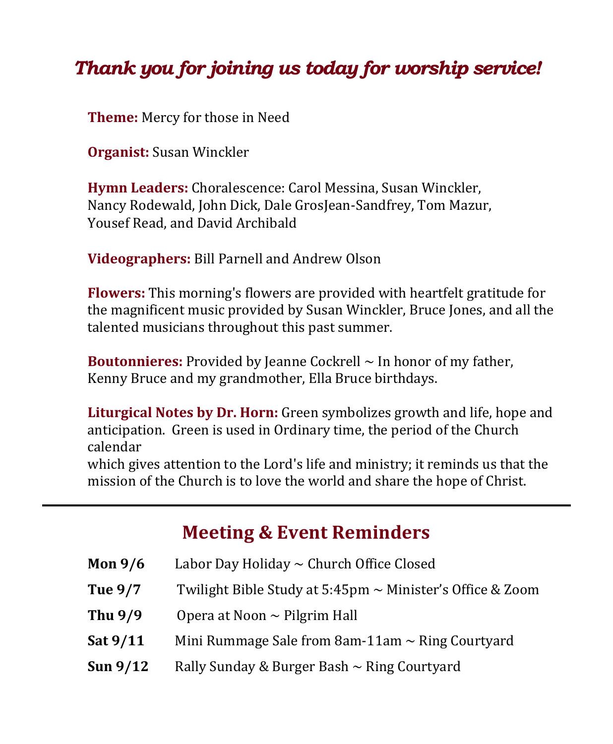# *Thank you for joining us today for worship service!*

**Theme:** Mercy for those in Need

**Organist:** Susan Winckler

**Hymn Leaders:** Choralescence: Carol Messina, Susan Winckler, Nancy Rodewald, John Dick, Dale GrosJean-Sandfrey, Tom Mazur, Yousef Read, and David Archibald

**Videographers:** Bill Parnell and Andrew Olson

**Flowers:** This morning's flowers are provided with heartfelt gratitude for the magnificent music provided by Susan Winckler, Bruce Jones, and all the talented musicians throughout this past summer.

**Boutonnieres:** Provided by Jeanne Cockrell ~ In honor of my father, Kenny Bruce and my grandmother, Ella Bruce birthdays.

**Liturgical Notes by Dr. Horn:** Green symbolizes growth and life, hope and anticipation. Green is used in Ordinary time, the period of the Church calendar which gives attention to the Lord's life and ministry; it reminds us that the mission of the Church is to love the world and share the hope of Christ.

---

## Meeting & Event Reminders

| | |
|---|---|
| **Mon 9/6** | Labor Day Holiday ~ Church Office Closed |
| **Tue 9/7** | Twilight Bible Study at 5:45pm ~ Minister's Office & Zoom |
| **Thu 9/9** | Opera at Noon ~ Pilgrim Hall |
| **Sat 9/11** | Mini Rummage Sale from 8am-11am ~ Ring Courtyard |
| **Sun 9/12** | Rally Sunday & Burger Bash ~ Ring Courtyard |